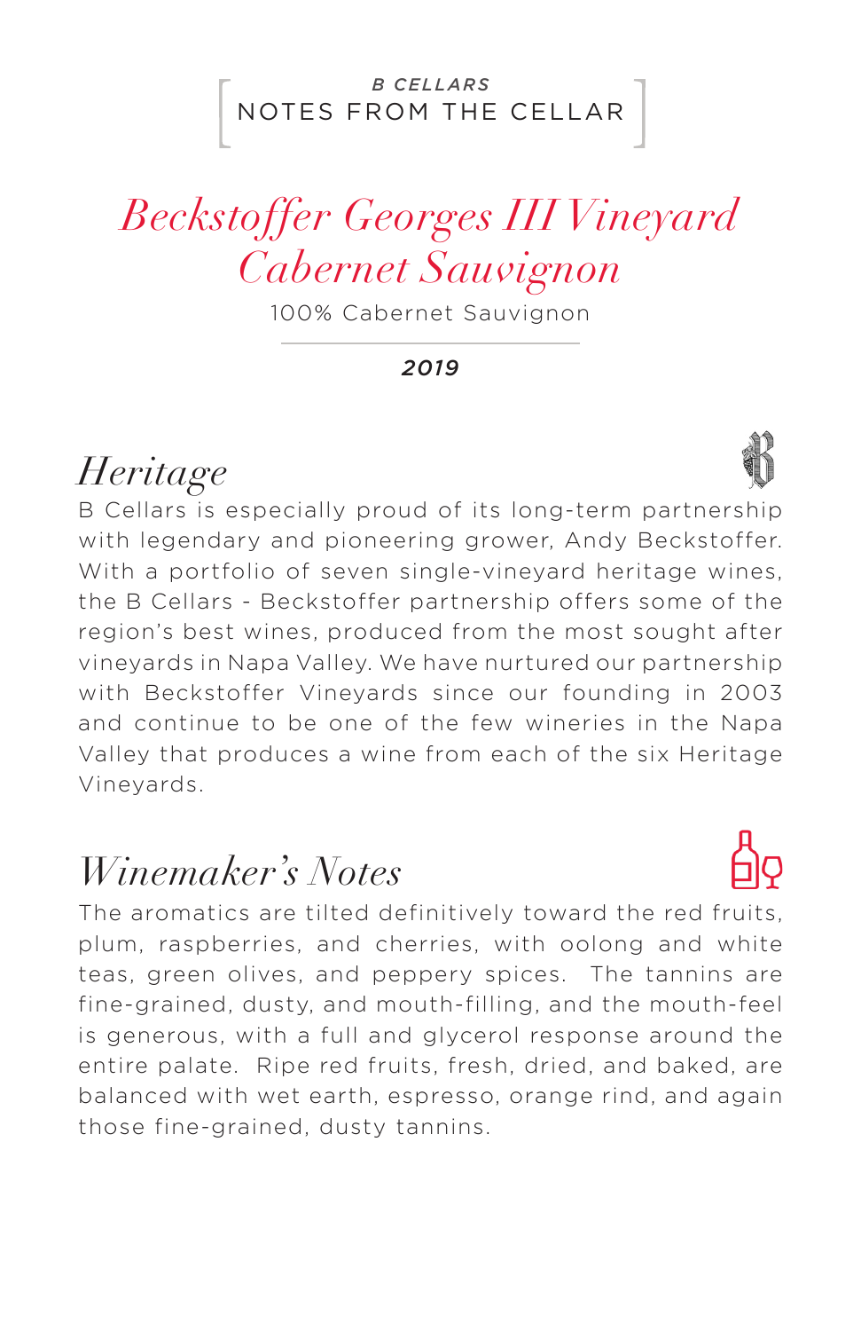*B CELLARS*
NOTES FROM THE CELLAR

# *Beckstoffer Georges III Vineyard Cabernet Sauvignon*

100% Cabernet Sauvignon

***2019***

## *Heritage*

B Cellars is especially proud of its long-term partnership with legendary and pioneering grower, Andy Beckstoffer. With a portfolio of seven single-vineyard heritage wines, the B Cellars - Beckstoffer partnership offers some of the region's best wines, produced from the most sought after vineyards in Napa Valley. We have nurtured our partnership with Beckstoffer Vineyards since our founding in 2003 and continue to be one of the few wineries in the Napa Valley that produces a wine from each of the six Heritage Vineyards.

## *Winemaker's Notes*

The aromatics are tilted definitively toward the red fruits, plum, raspberries, and cherries, with oolong and white teas, green olives, and peppery spices. The tannins are fine-grained, dusty, and mouth-filling, and the mouth-feel is generous, with a full and glycerol response around the entire palate. Ripe red fruits, fresh, dried, and baked, are balanced with wet earth, espresso, orange rind, and again those fine-grained, dusty tannins.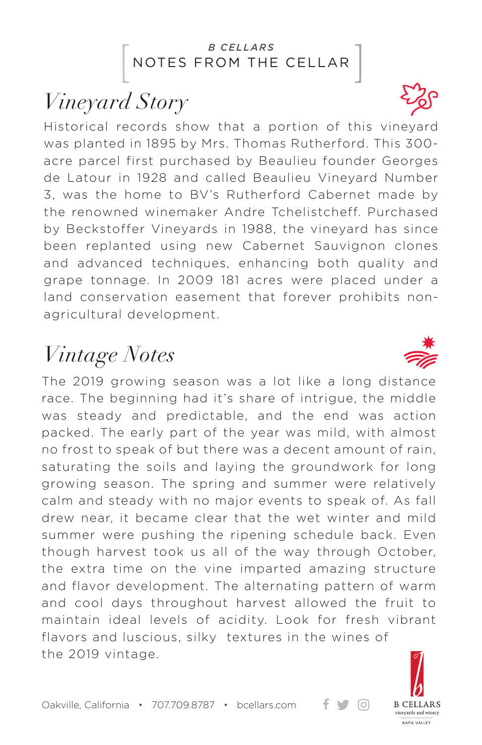B CELLARS

NOTES FROM THE CELLAR

## *Vineyard Story*

Historical records show that a portion of this vineyard was planted in 1895 by Mrs. Thomas Rutherford. This 300-acre parcel first purchased by Beaulieu founder Georges de Latour in 1928 and called Beaulieu Vineyard Number 3, was the home to BV's Rutherford Cabernet made by the renowned winemaker Andre Tchelistcheff. Purchased by Beckstoffer Vineyards in 1988, the vineyard has since been replanted using new Cabernet Sauvignon clones and advanced techniques, enhancing both quality and grape tonnage. In 2009 181 acres were placed under a land conservation easement that forever prohibits non-agricultural development.

## *Vintage Notes*

The 2019 growing season was a lot like a long distance race. The beginning had it's share of intrigue, the middle was steady and predictable, and the end was action packed. The early part of the year was mild, with almost no frost to speak of but there was a decent amount of rain, saturating the soils and laying the groundwork for long growing season. The spring and summer were relatively calm and steady with no major events to speak of. As fall drew near, it became clear that the wet winter and mild summer were pushing the ripening schedule back. Even though harvest took us all of the way through October, the extra time on the vine imparted amazing structure and flavor development. The alternating pattern of warm and cool days throughout harvest allowed the fruit to maintain ideal levels of acidity. Look for fresh vibrant flavors and luscious, silky textures in the wines of the 2019 vintage.

Oakville, California • 707.709.8787 • bcellars.com

B CELLARS
vineyards and winery
NAPA VALLEY